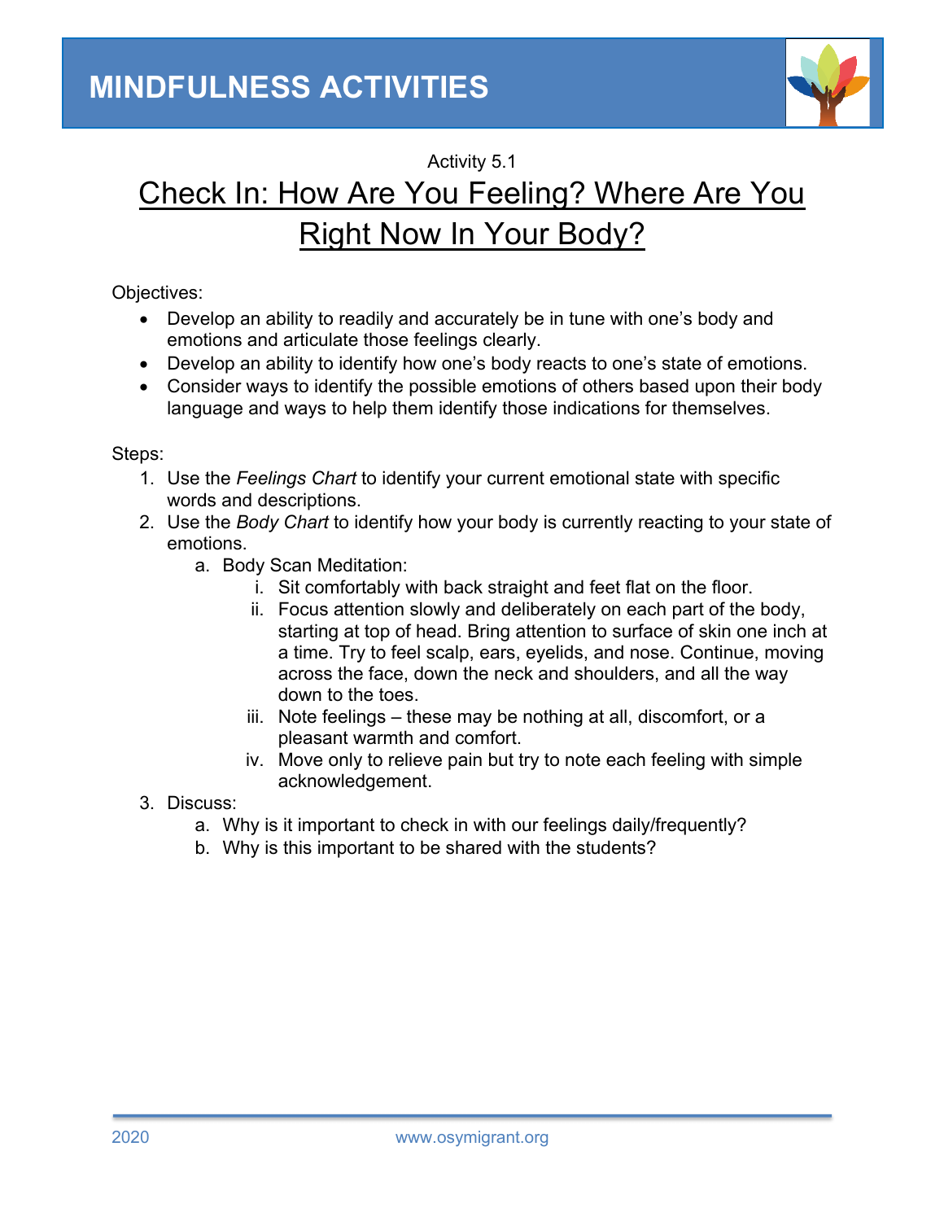# MINDFULNESS ACTIVITIES

Activity 5.1

## Check In: How Are You Feeling? Where Are You Right Now In Your Body?

Objectives:

- Develop an ability to readily and accurately be in tune with one's body and emotions and articulate those feelings clearly.
- Develop an ability to identify how one's body reacts to one's state of emotions.
- Consider ways to identify the possible emotions of others based upon their body language and ways to help them identify those indications for themselves.

Steps:

1. Use the *Feelings Chart* to identify your current emotional state with specific words and descriptions.
2. Use the *Body Chart* to identify how your body is currently reacting to your state of emotions.
   a. Body Scan Meditation:
      i. Sit comfortably with back straight and feet flat on the floor.
      ii. Focus attention slowly and deliberately on each part of the body, starting at top of head. Bring attention to surface of skin one inch at a time. Try to feel scalp, ears, eyelids, and nose. Continue, moving across the face, down the neck and shoulders, and all the way down to the toes.
      iii. Note feelings – these may be nothing at all, discomfort, or a pleasant warmth and comfort.
      iv. Move only to relieve pain but try to note each feeling with simple acknowledgement.
3. Discuss:
   a. Why is it important to check in with our feelings daily/frequently?
   b. Why is this important to be shared with the students?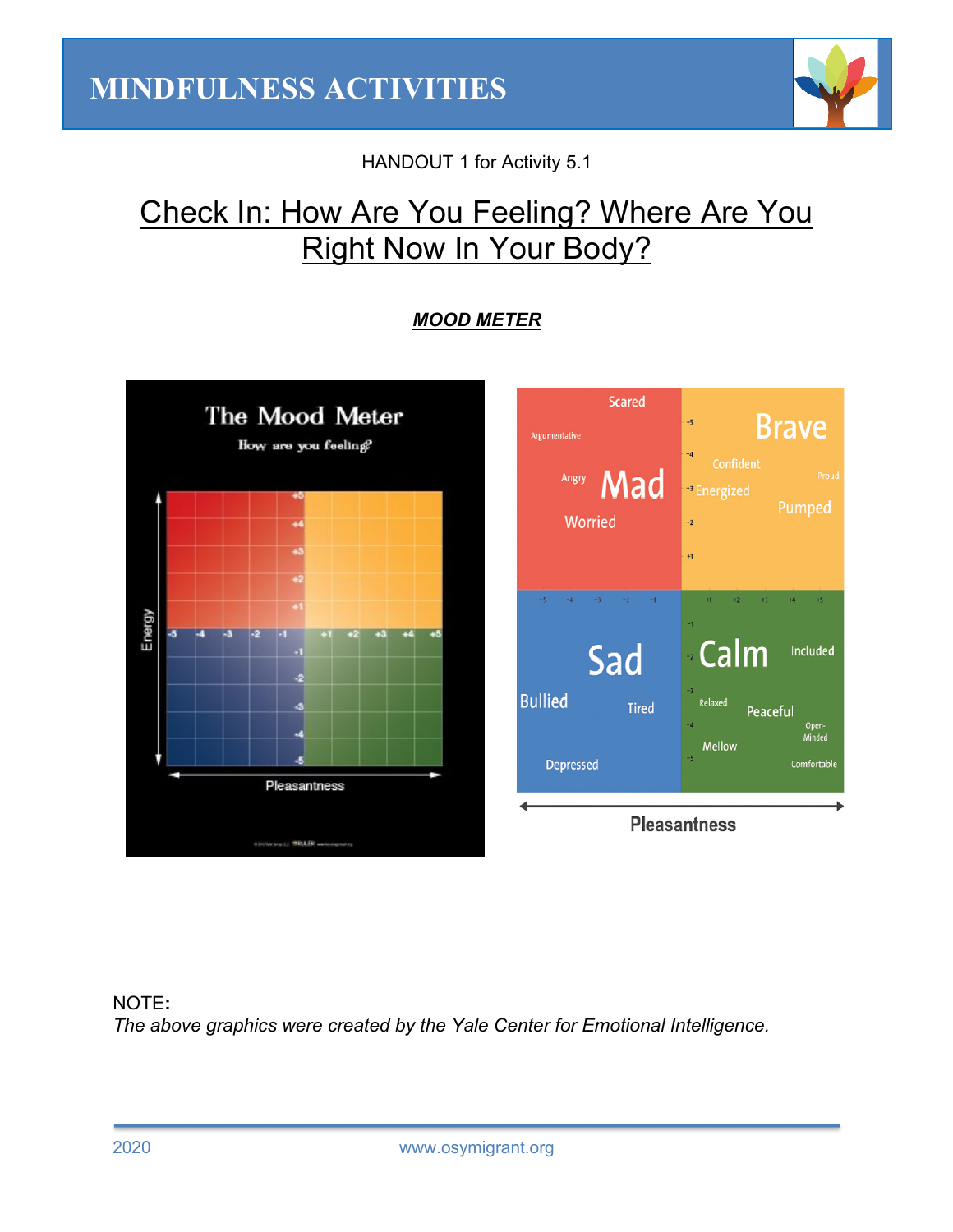# MINDFULNESS ACTIVITIES

HANDOUT 1 for Activity 5.1

## Check In: How Are You Feeling? Where Are You Right Now In Your Body?

***MOOD METER***

The Mood Meter

How are you feeling?

Energy

Pleasantness

Scared
Argumentative
Angry
Mad
Worried

Brave
Confident
Proud
Energized
Pumped

Sad
Bullied
Tired
Depressed

Calm
Included
Relaxed
Peaceful
Open-Minded
Mellow
Comfortable

Pleasantness

NOTE:
*The above graphics were created by the Yale Center for Emotional Intelligence.*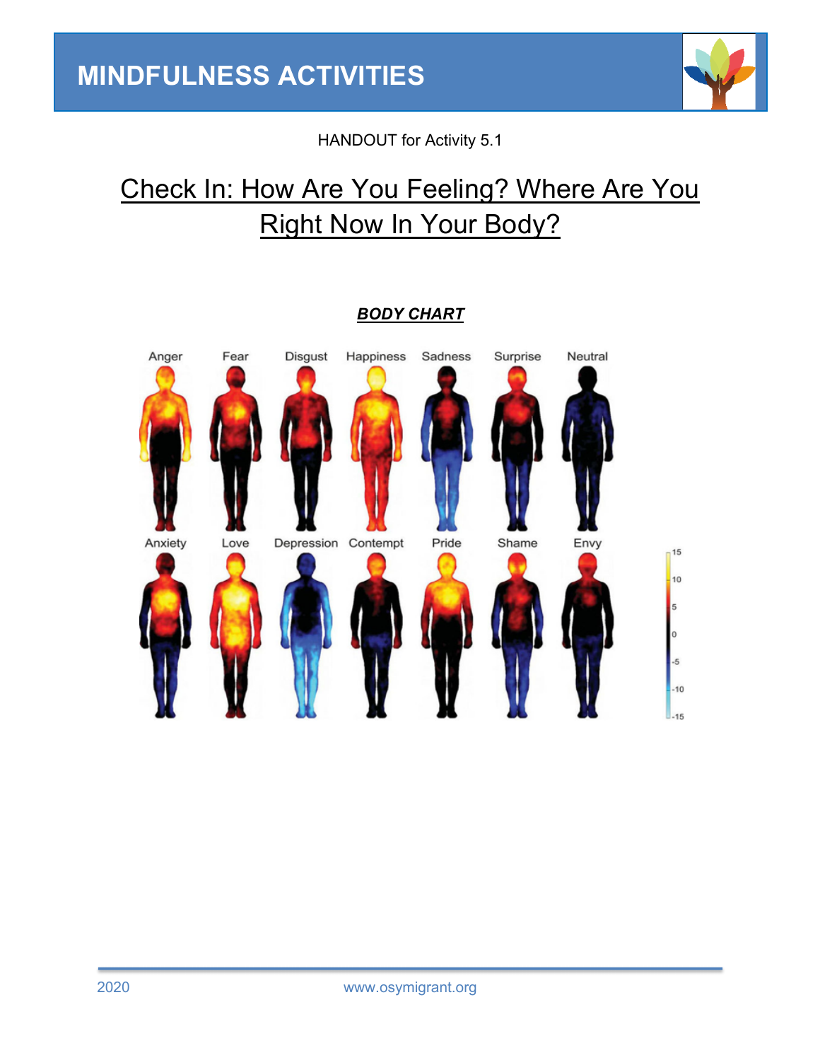# MINDFULNESS ACTIVITIES

HANDOUT for Activity 5.1

## Check In: How Are You Feeling? Where Are You Right Now In Your Body?

***BODY CHART***

Anger Fear Disgust Happiness Sadness Surprise Neutral

Anxiety Love Depression Contempt Pride Shame Envy

15
10
5
0
-5
-10
-15